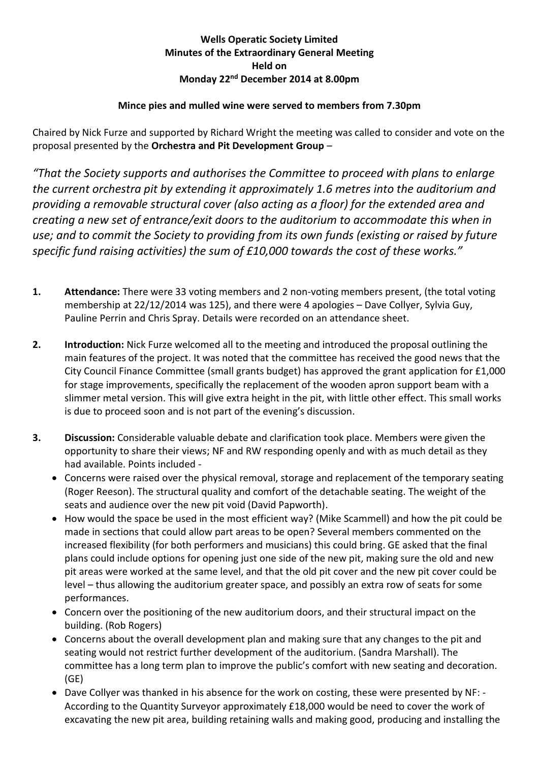**Wells Operatic Society Limited**
**Minutes of the Extraordinary General Meeting**
**Held on**
**Monday 22nd December 2014 at 8.00pm**

**Mince pies and mulled wine were served to members from 7.30pm**

Chaired by Nick Furze and supported by Richard Wright the meeting was called to consider and vote on the proposal presented by the **Orchestra and Pit Development Group** –

*"That the Society supports and authorises the Committee to proceed with plans to enlarge the current orchestra pit by extending it approximately 1.6 metres into the auditorium and providing a removable structural cover (also acting as a floor) for the extended area and creating a new set of entrance/exit doors to the auditorium to accommodate this when in use; and to commit the Society to providing from its own funds (existing or raised by future specific fund raising activities) the sum of £10,000 towards the cost of these works."*

1. **Attendance:** There were 33 voting members and 2 non-voting members present, (the total voting membership at 22/12/2014 was 125), and there were 4 apologies – Dave Collyer, Sylvia Guy, Pauline Perrin and Chris Spray. Details were recorded on an attendance sheet.

2. **Introduction:** Nick Furze welcomed all to the meeting and introduced the proposal outlining the main features of the project. It was noted that the committee has received the good news that the City Council Finance Committee (small grants budget) has approved the grant application for £1,000 for stage improvements, specifically the replacement of the wooden apron support beam with a slimmer metal version. This will give extra height in the pit, with little other effect. This small works is due to proceed soon and is not part of the evening's discussion.

3. **Discussion:** Considerable valuable debate and clarification took place. Members were given the opportunity to share their views; NF and RW responding openly and with as much detail as they had available. Points included -
   - Concerns were raised over the physical removal, storage and replacement of the temporary seating (Roger Reeson). The structural quality and comfort of the detachable seating. The weight of the seats and audience over the new pit void (David Papworth).
   - How would the space be used in the most efficient way? (Mike Scammell) and how the pit could be made in sections that could allow part areas to be open? Several members commented on the increased flexibility (for both performers and musicians) this could bring. GE asked that the final plans could include options for opening just one side of the new pit, making sure the old and new pit areas were worked at the same level, and that the old pit cover and the new pit cover could be level – thus allowing the auditorium greater space, and possibly an extra row of seats for some performances.
   - Concern over the positioning of the new auditorium doors, and their structural impact on the building. (Rob Rogers)
   - Concerns about the overall development plan and making sure that any changes to the pit and seating would not restrict further development of the auditorium. (Sandra Marshall). The committee has a long term plan to improve the public's comfort with new seating and decoration. (GE)
   - Dave Collyer was thanked in his absence for the work on costing, these were presented by NF: - According to the Quantity Surveyor approximately £18,000 would be need to cover the work of excavating the new pit area, building retaining walls and making good, producing and installing the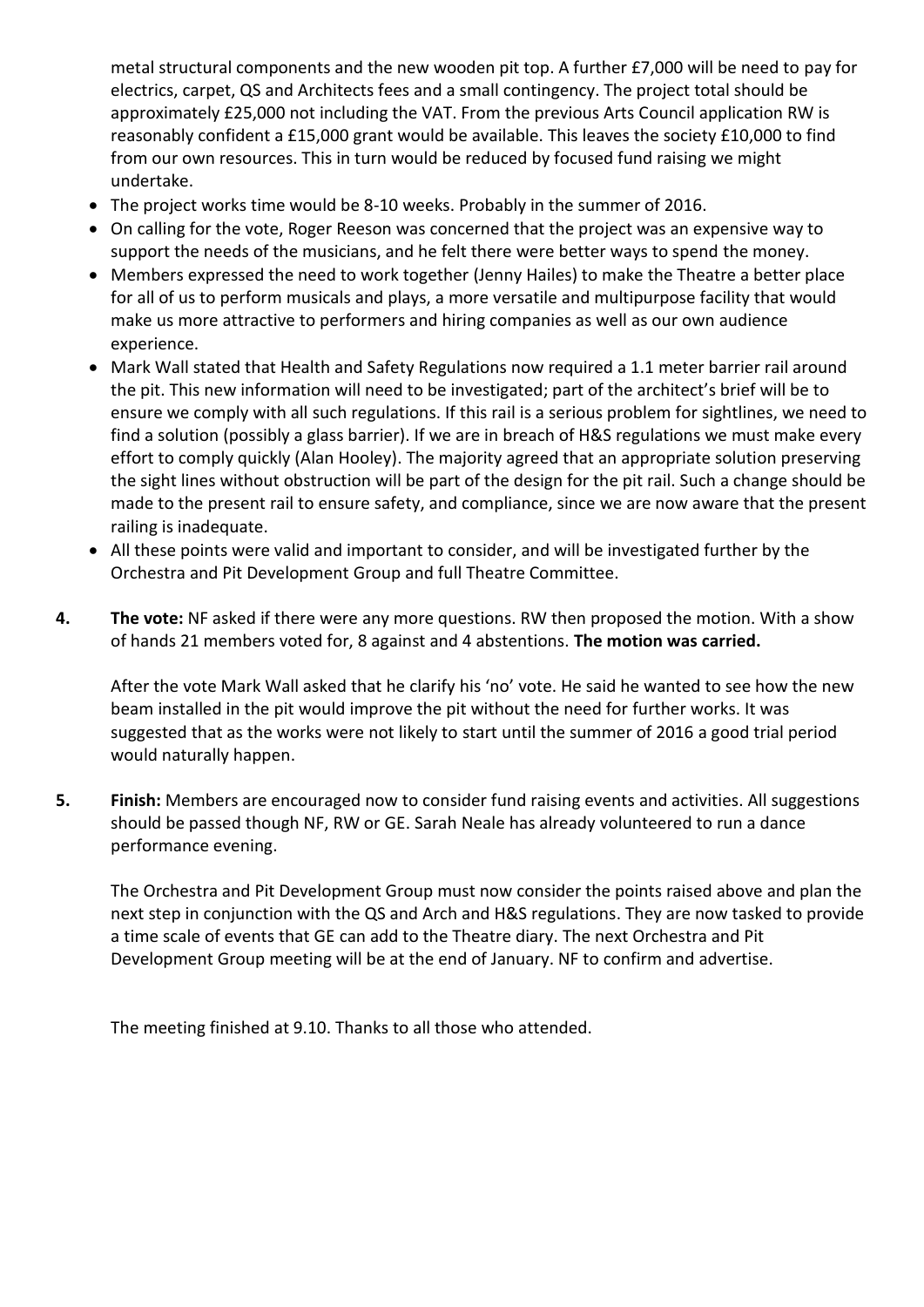metal structural components and the new wooden pit top. A further £7,000 will be need to pay for electrics, carpet, QS and Architects fees and a small contingency. The project total should be approximately £25,000 not including the VAT. From the previous Arts Council application RW is reasonably confident a £15,000 grant would be available. This leaves the society £10,000 to find from our own resources. This in turn would be reduced by focused fund raising we might undertake.

- The project works time would be 8-10 weeks. Probably in the summer of 2016.
- On calling for the vote, Roger Reeson was concerned that the project was an expensive way to support the needs of the musicians, and he felt there were better ways to spend the money.
- Members expressed the need to work together (Jenny Hailes) to make the Theatre a better place for all of us to perform musicals and plays, a more versatile and multipurpose facility that would make us more attractive to performers and hiring companies as well as our own audience experience.
- Mark Wall stated that Health and Safety Regulations now required a 1.1 meter barrier rail around the pit. This new information will need to be investigated; part of the architect's brief will be to ensure we comply with all such regulations. If this rail is a serious problem for sightlines, we need to find a solution (possibly a glass barrier). If we are in breach of H&S regulations we must make every effort to comply quickly (Alan Hooley). The majority agreed that an appropriate solution preserving the sight lines without obstruction will be part of the design for the pit rail. Such a change should be made to the present rail to ensure safety, and compliance, since we are now aware that the present railing is inadequate.
- All these points were valid and important to consider, and will be investigated further by the Orchestra and Pit Development Group and full Theatre Committee.

**4. The vote:** NF asked if there were any more questions. RW then proposed the motion. With a show of hands 21 members voted for, 8 against and 4 abstentions. **The motion was carried.**

After the vote Mark Wall asked that he clarify his 'no' vote. He said he wanted to see how the new beam installed in the pit would improve the pit without the need for further works. It was suggested that as the works were not likely to start until the summer of 2016 a good trial period would naturally happen.

**5. Finish:** Members are encouraged now to consider fund raising events and activities. All suggestions should be passed though NF, RW or GE. Sarah Neale has already volunteered to run a dance performance evening.

The Orchestra and Pit Development Group must now consider the points raised above and plan the next step in conjunction with the QS and Arch and H&S regulations. They are now tasked to provide a time scale of events that GE can add to the Theatre diary. The next Orchestra and Pit Development Group meeting will be at the end of January. NF to confirm and advertise.

The meeting finished at 9.10. Thanks to all those who attended.